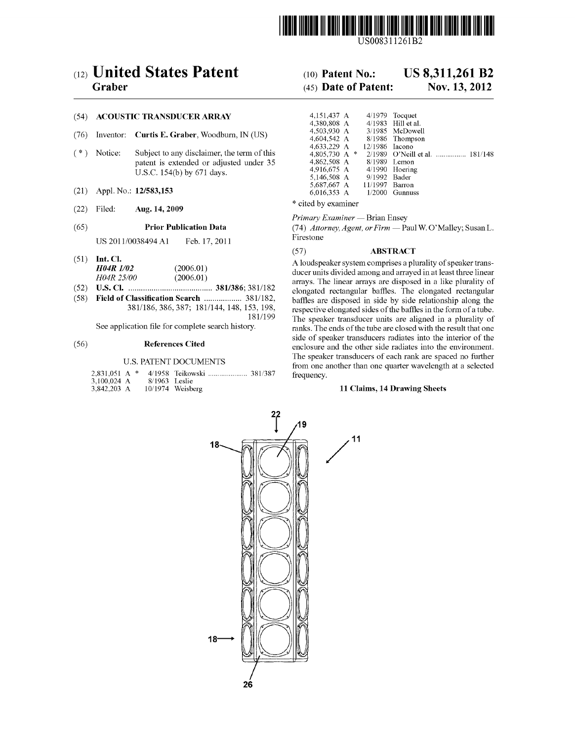US008311261B2

# (12) United States Patent
**Graber**

(10) **Patent No.: US 8,311,261 B2**

(45) **Date of Patent: Nov. 13, 2012**

(54) **ACOUSTIC TRANSDUCER ARRAY**

(76) Inventor: **Curtis E. Graber**, Woodburn, IN (US)

( * ) Notice: Subject to any disclaimer, the term of this patent is extended or adjusted under 35 U.S.C. 154(b) by 671 days.

(21) Appl. No.: **12/583,153**

(22) Filed: **Aug. 14, 2009**

(65) **Prior Publication Data**

US 2011/0038494 A1 Feb. 17, 2011

(51) **Int. Cl.**
***H04R 1/02*** (2006.01)
*H04R 25/00* (2006.01)

(52) **U.S. Cl.** ........................................ **381/386**; 381/182

(58) **Field of Classification Search** .................. 381/182, 381/186, 386, 387; 181/144, 148, 153, 198, 181/199

See application file for complete search history.

(56) **References Cited**

U.S. PATENT DOCUMENTS

| | | |
|---|---|---|
| 2,831,051 A * | 4/1958 | Teikowski ..................... 381/387 |
| 3,100,024 A | 8/1963 | Leslie |
| 3,842,203 A | 10/1974 | Weisberg |
| 4,151,437 A | 4/1979 | Tocquet |
| 4,380,808 A | 4/1983 | Hill et al. |
| 4,503,930 A | 3/1985 | McDowell |
| 4,604,542 A | 8/1986 | Thompson |
| 4,633,229 A | 12/1986 | Iacono |
| 4,805,730 A * | 2/1989 | O'Neill et al. ................ 181/148 |
| 4,862,508 A | 8/1989 | Lemon |
| 4,916,675 A | 4/1990 | Hoering |
| 5,146,508 A | 9/1992 | Bader |
| 5,687,667 A | 11/1997 | Barron |
| 6,016,353 A | 1/2000 | Gunnuss |

\* cited by examiner

*Primary Examiner* — Brian Ensey

(74) *Attorney, Agent, or Firm* — Paul W. O'Malley; Susan L. Firestone

(57) **ABSTRACT**

A loudspeaker system comprises a plurality of speaker transducer units divided among and arrayed in at least three linear arrays. The linear arrays are disposed in a like plurality of elongated rectangular baffles. The elongated rectangular baffles are disposed in side by side relationship along the respective elongated sides of the baffles in the form of a tube. The speaker transducer units are aligned in a plurality of ranks. The ends of the tube are closed with the result that one side of speaker transducers radiates into the interior of the enclosure and the other side radiates into the environment. The speaker transducers of each rank are spaced no further from one another than one quarter wavelength at a selected frequency.

**11 Claims, 14 Drawing Sheets**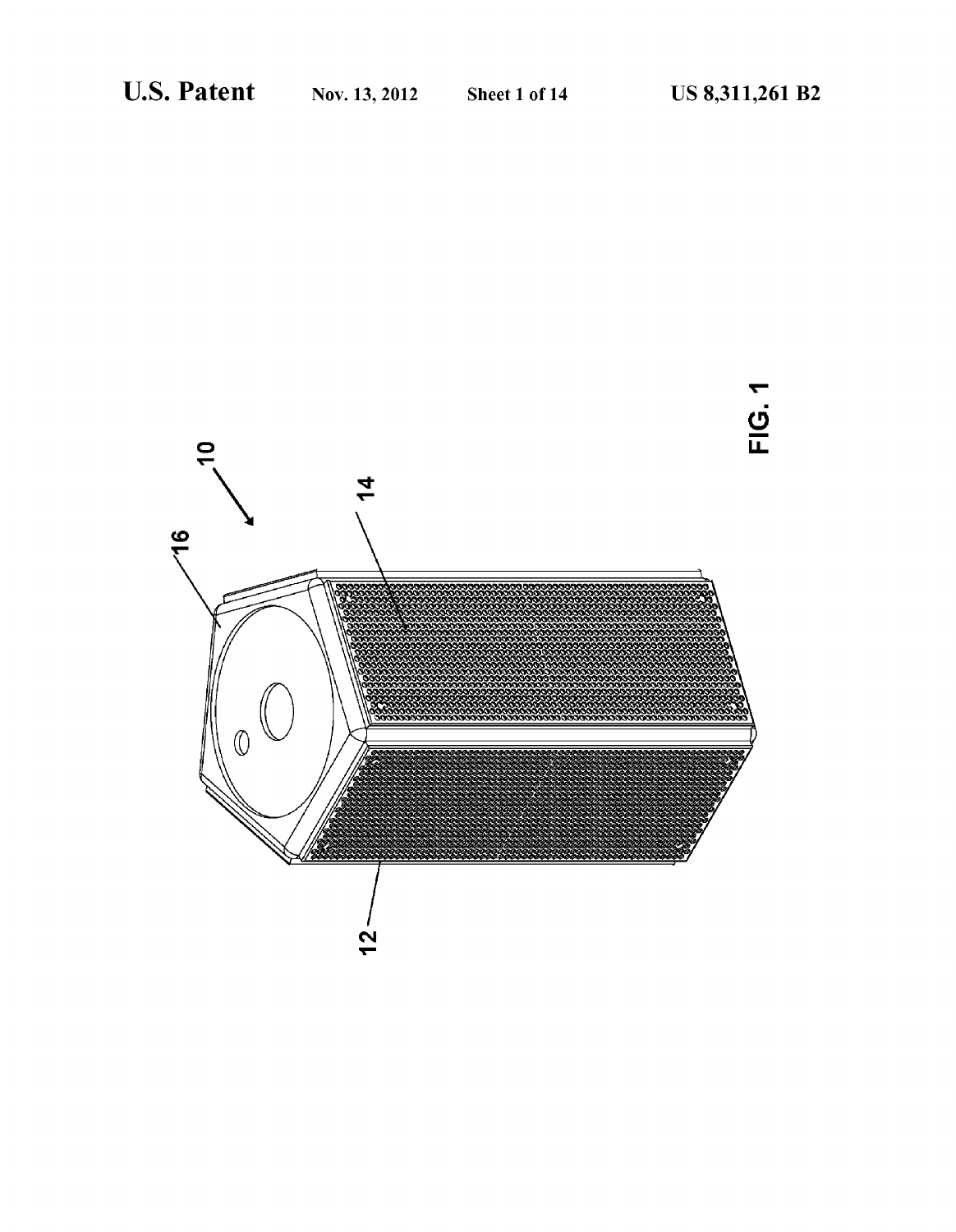FIG. 1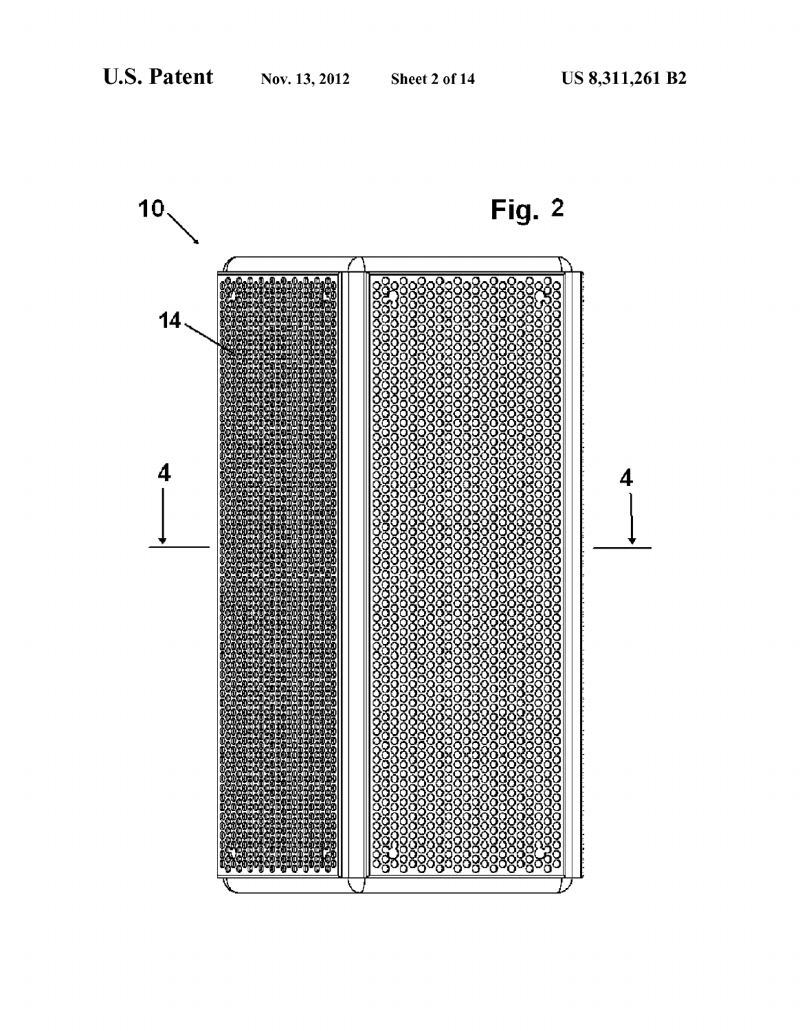Fig. 2

10

14

4

4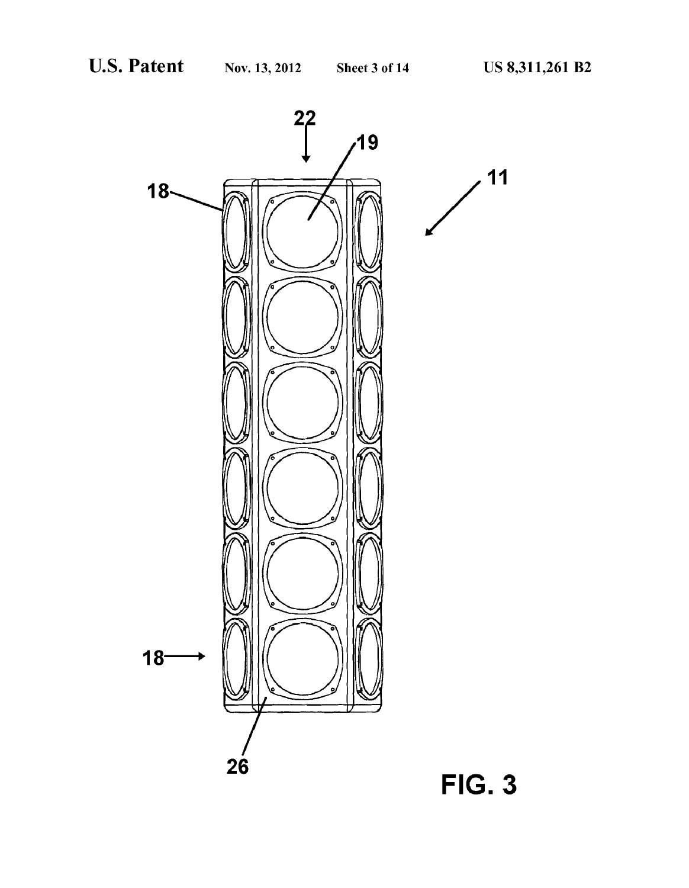FIG. 3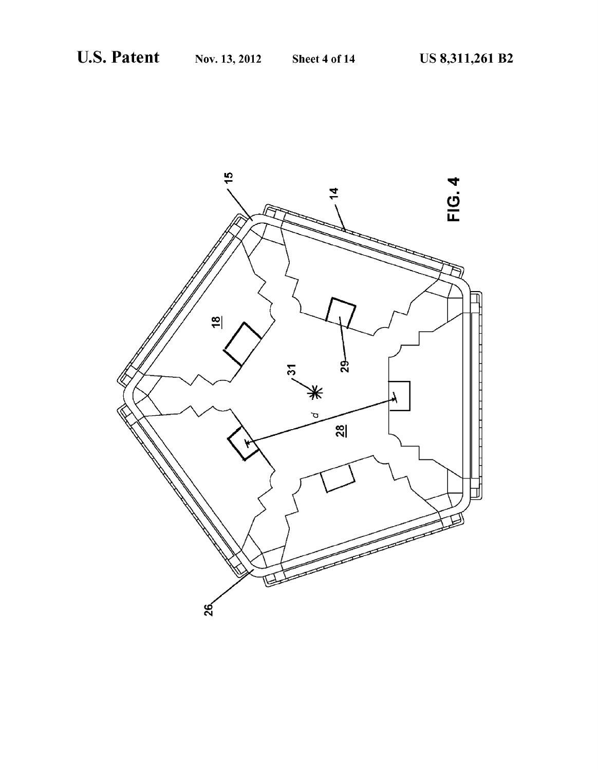FIG. 4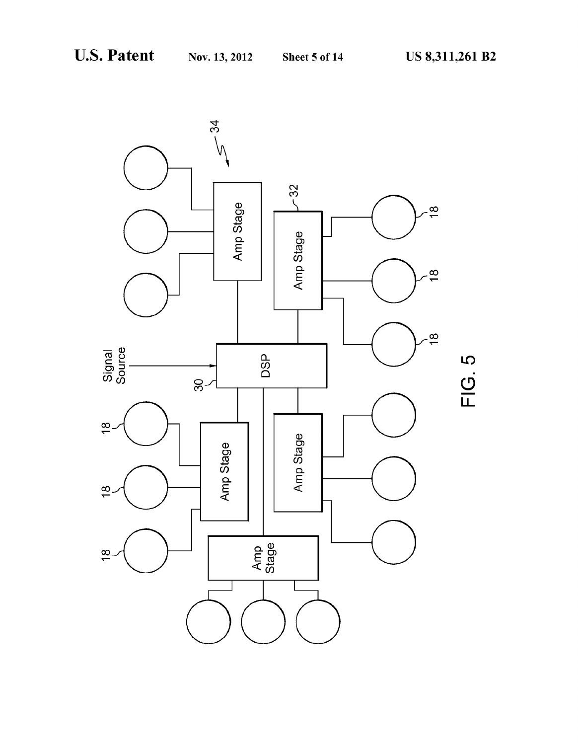Signal Source

30

DSP

Amp Stage

Amp Stage

Amp Stage

Amp Stage

Amp Stage

32

34

18

18

18

18

18

18

FIG. 5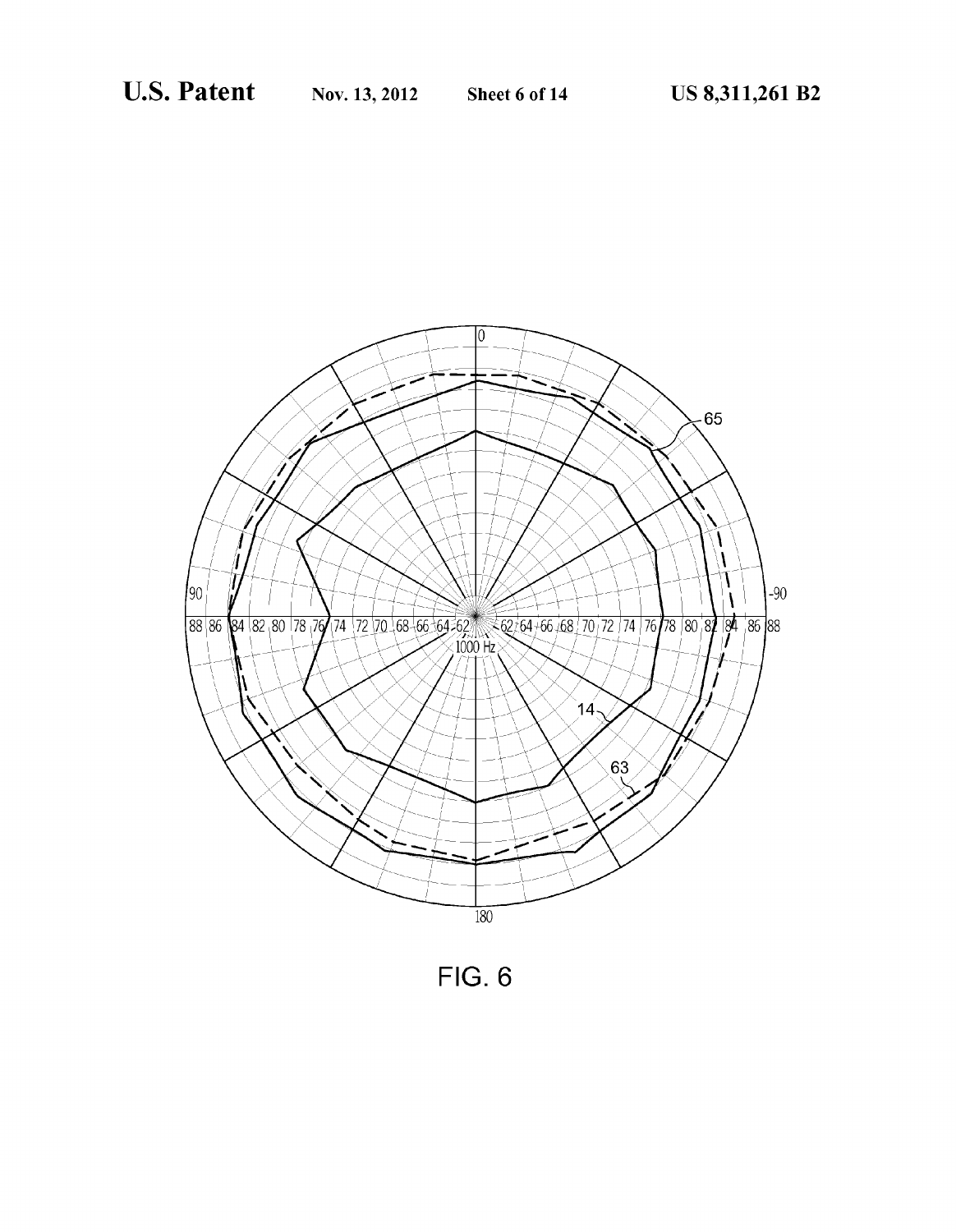FIG. 6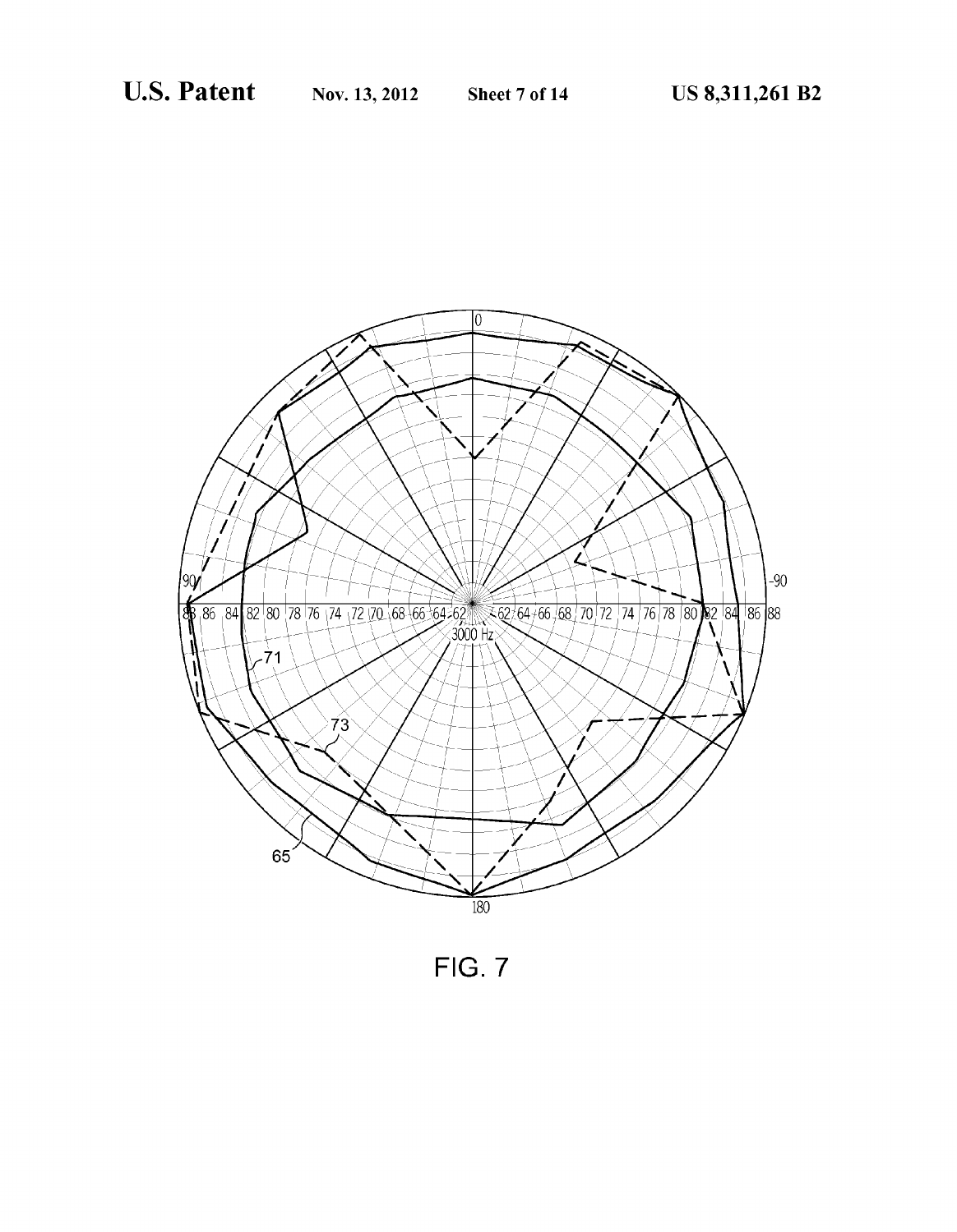FIG. 7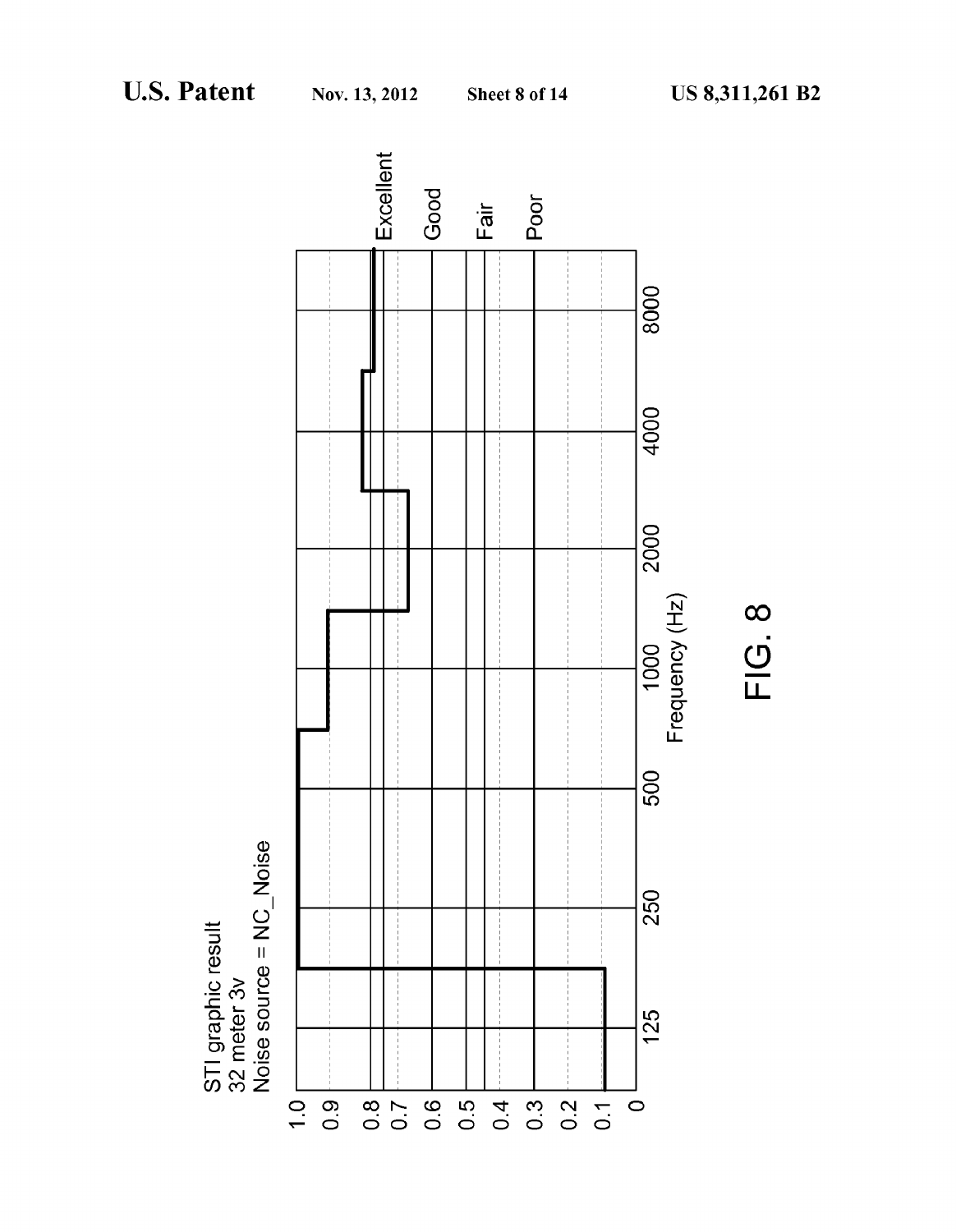STI graphic result
32 meter 3v
Noise source = NC_Noise

Excellent

Good

Fair

Poor

1.0
0.9
0.8
0.7
0.6
0.5
0.4
0.3
0.2
0.1
0

125 250 500 1000 2000 4000 8000

Frequency (Hz)

FIG. 8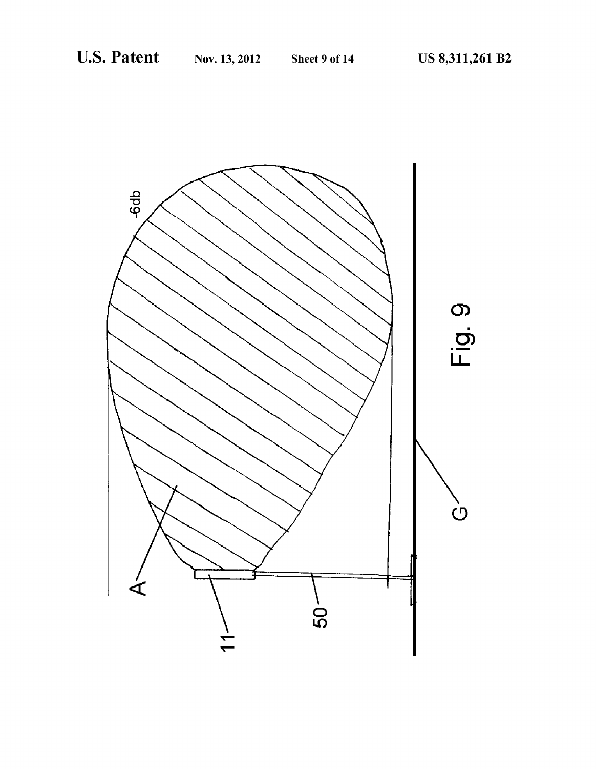Fig. 9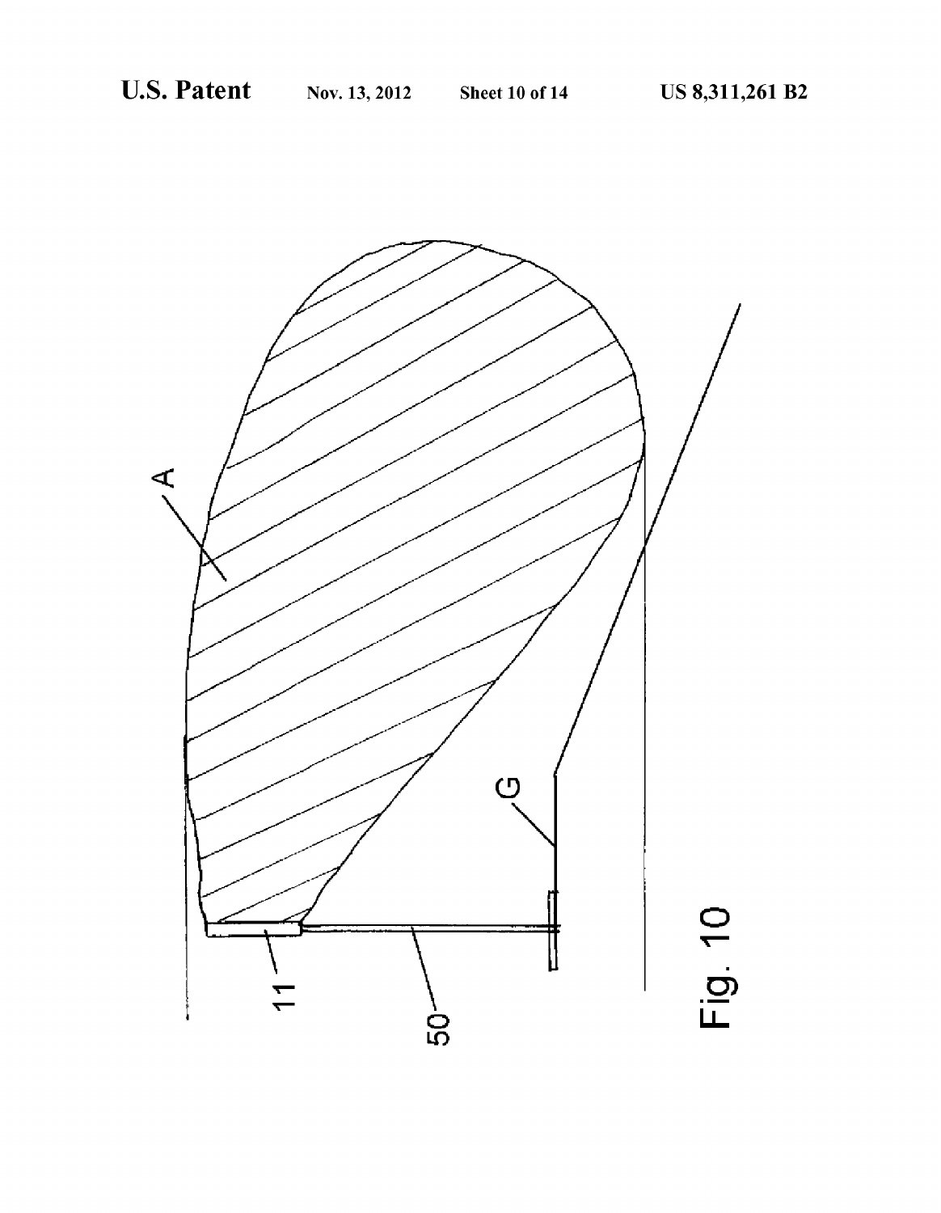A

G

11

50

Fig. 10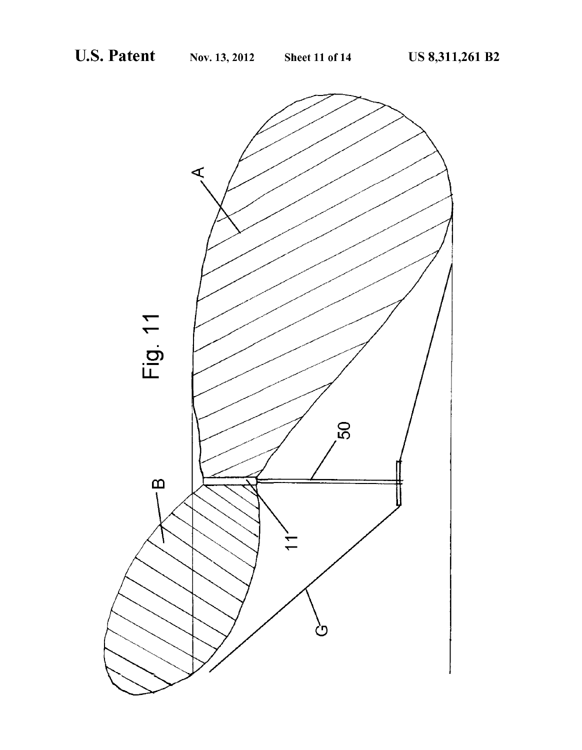Fig. 11

A

B

50

11

G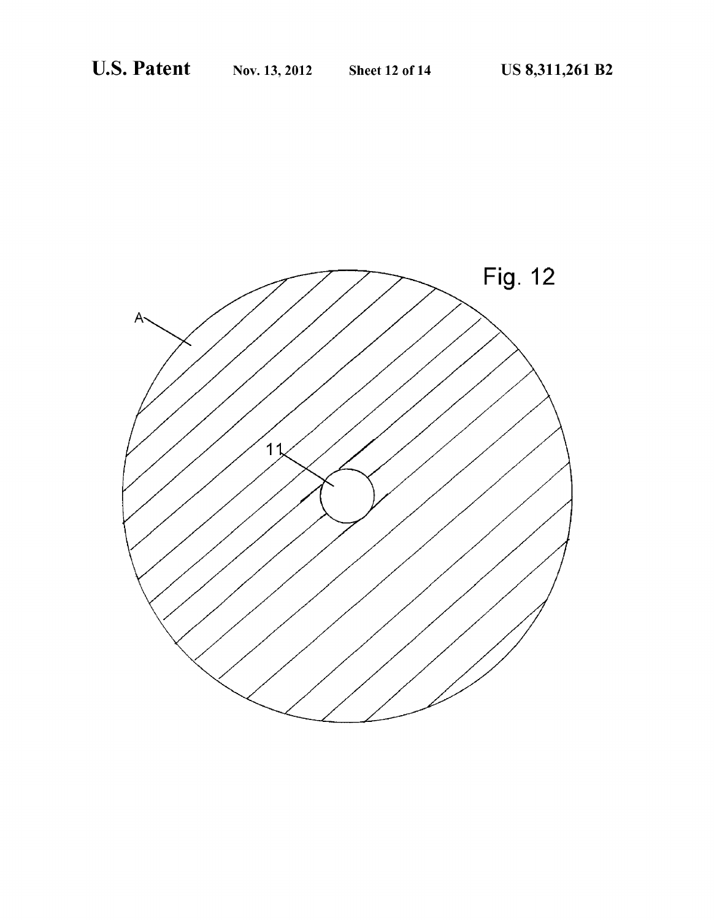Fig. 12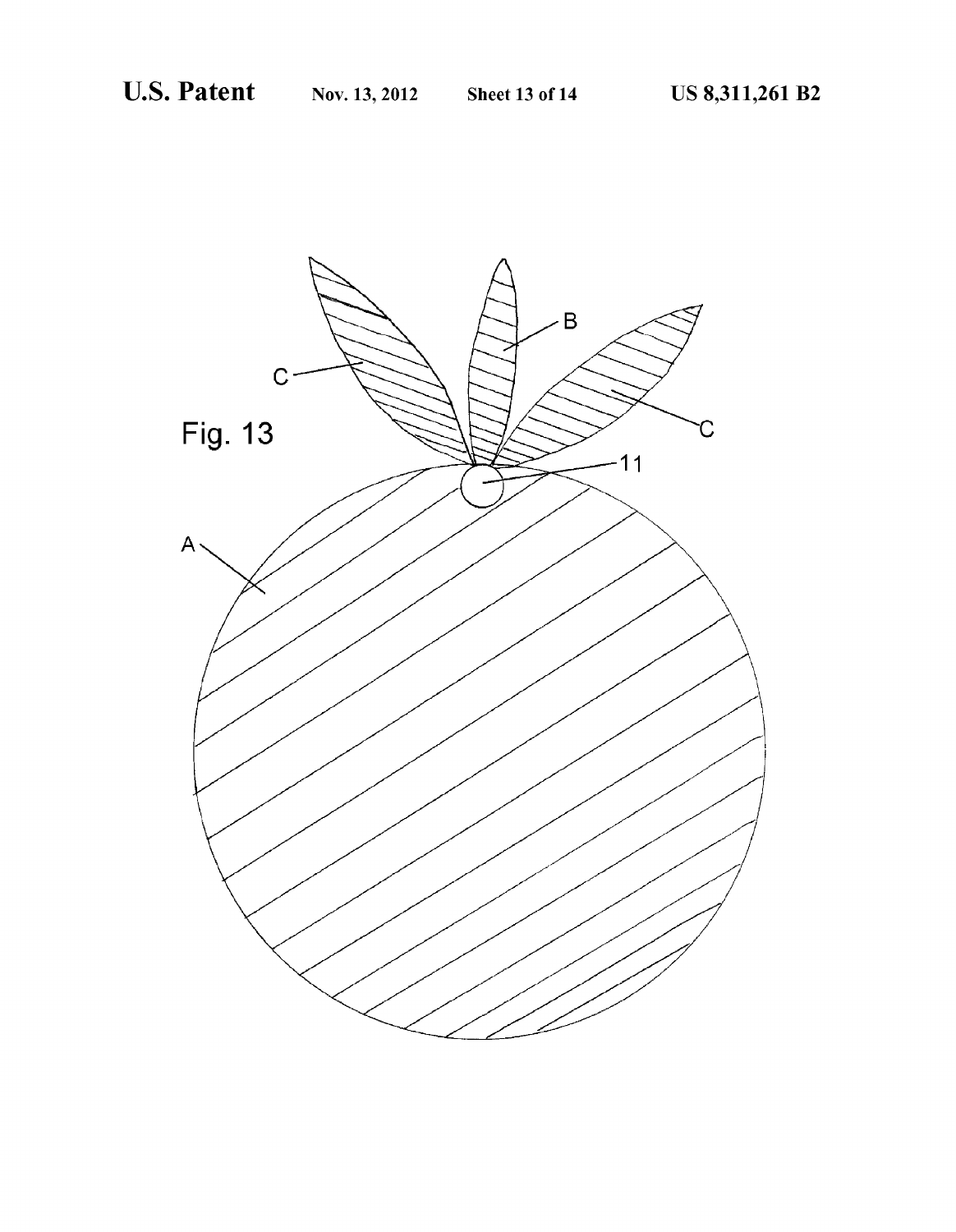Fig. 13

A

B

C

C

11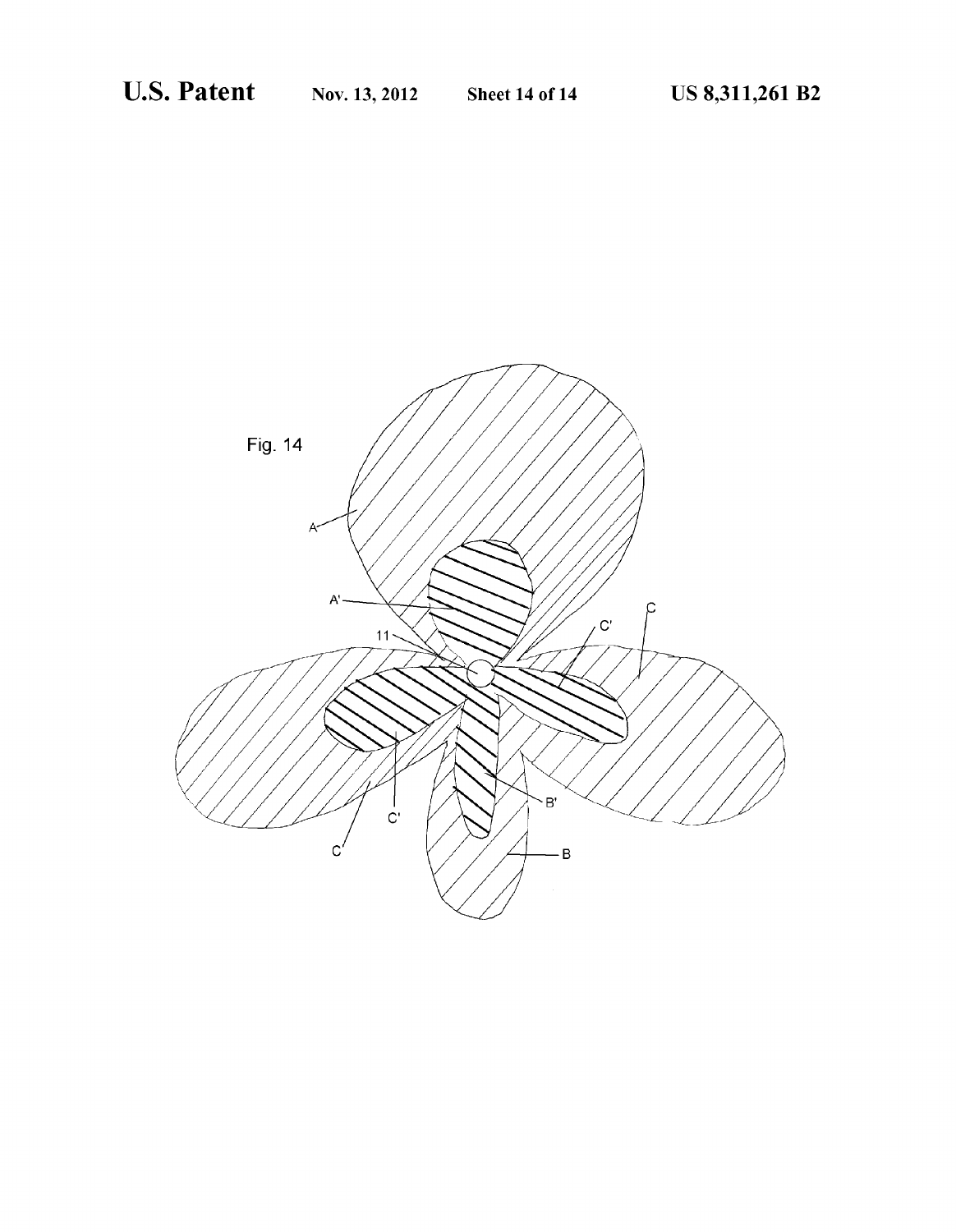Fig. 14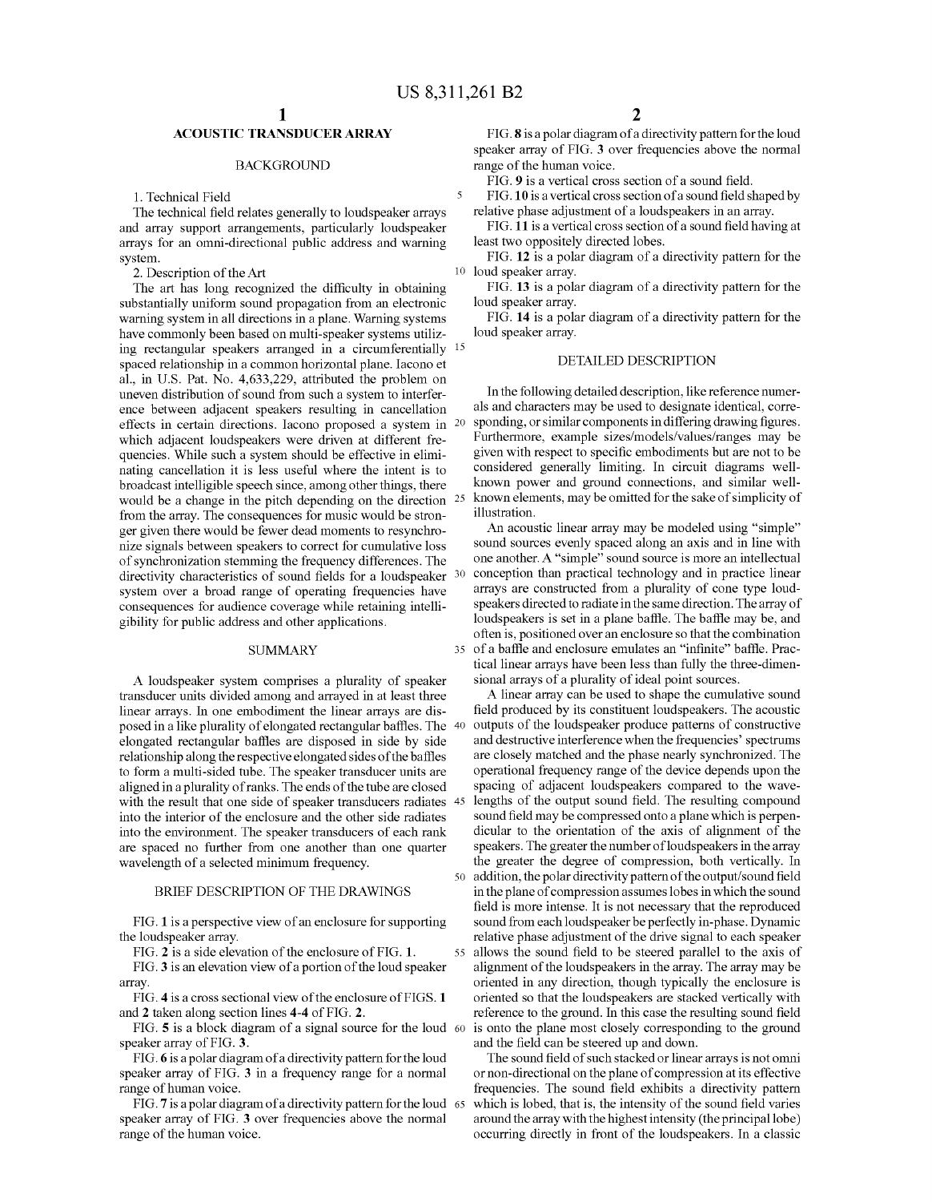# ACOUSTIC TRANSDUCER ARRAY

## BACKGROUND

1. Technical Field

The technical field relates generally to loudspeaker arrays and array support arrangements, particularly loudspeaker arrays for an omni-directional public address and warning system.

2. Description of the Art

The art has long recognized the difficulty in obtaining substantially uniform sound propagation from an electronic warning system in all directions in a plane. Warning systems have commonly been based on multi-speaker systems utilizing rectangular speakers arranged in a circumferentially spaced relationship in a common horizontal plane. Iacono et al., in U.S. Pat. No. 4,633,229, attributed the problem on uneven distribution of sound from such a system to interference between adjacent speakers resulting in cancellation effects in certain directions. Iacono proposed a system in which adjacent loudspeakers were driven at different frequencies. While such a system should be effective in eliminating cancellation it is less useful where the intent is to broadcast intelligible speech since, among other things, there would be a change in the pitch depending on the direction from the array. The consequences for music would be stronger given there would be fewer dead moments to resynchronize signals between speakers to correct for cumulative loss of synchronization stemming the frequency differences. The directivity characteristics of sound fields for a loudspeaker system over a broad range of operating frequencies have consequences for audience coverage while retaining intelligibility for public address and other applications.

## SUMMARY

A loudspeaker system comprises a plurality of speaker transducer units divided among and arrayed in at least three linear arrays. In one embodiment the linear arrays are disposed in a like plurality of elongated rectangular baffles. The elongated rectangular baffles are disposed in side by side relationship along the respective elongated sides of the baffles to form a multi-sided tube. The speaker transducer units are aligned in a plurality of ranks. The ends of the tube are closed with the result that one side of speaker transducers radiates into the interior of the enclosure and the other side radiates into the environment. The speaker transducers of each rank are spaced no further from one another than one quarter wavelength of a selected minimum frequency.

## BRIEF DESCRIPTION OF THE DRAWINGS

FIG. **1** is a perspective view of an enclosure for supporting the loudspeaker array.

FIG. **2** is a side elevation of the enclosure of FIG. **1**.

FIG. **3** is an elevation view of a portion of the loud speaker array.

FIG. **4** is a cross sectional view of the enclosure of FIGS. **1** and **2** taken along section lines **4-4** of FIG. **2**.

FIG. **5** is a block diagram of a signal source for the loud speaker array of FIG. **3**.

FIG. **6** is a polar diagram of a directivity pattern for the loud speaker array of FIG. **3** in a frequency range for a normal range of human voice.

FIG. **7** is a polar diagram of a directivity pattern for the loud speaker array of FIG. **3** over frequencies above the normal range of the human voice.

FIG. **8** is a polar diagram of a directivity pattern for the loud speaker array of FIG. **3** over frequencies above the normal range of the human voice.

FIG. **9** is a vertical cross section of a sound field.

FIG. **10** is a vertical cross section of a sound field shaped by relative phase adjustment of a loudspeakers in an array.

FIG. **11** is a vertical cross section of a sound field having at least two oppositely directed lobes.

FIG. **12** is a polar diagram of a directivity pattern for the loud speaker array.

FIG. **13** is a polar diagram of a directivity pattern for the loud speaker array.

FIG. **14** is a polar diagram of a directivity pattern for the loud speaker array.

## DETAILED DESCRIPTION

In the following detailed description, like reference numerals and characters may be used to designate identical, corresponding, or similar components in differing drawing figures. Furthermore, example sizes/models/values/ranges may be given with respect to specific embodiments but are not to be considered generally limiting. In circuit diagrams well-known power and ground connections, and similar well-known elements, may be omitted for the sake of simplicity of illustration.

An acoustic linear array may be modeled using "simple" sound sources evenly spaced along an axis and in line with one another. A "simple" sound source is more an intellectual conception than practical technology and in practice linear arrays are constructed from a plurality of cone type loudspeakers directed to radiate in the same direction. The array of loudspeakers is set in a plane baffle. The baffle may be, and often is, positioned over an enclosure so that the combination of a baffle and enclosure emulates an "infinite" baffle. Practical linear arrays have been less than fully the three-dimensional arrays of a plurality of ideal point sources.

A linear array can be used to shape the cumulative sound field produced by its constituent loudspeakers. The acoustic outputs of the loudspeaker produce patterns of constructive and destructive interference when the frequencies' spectrums are closely matched and the phase nearly synchronized. The operational frequency range of the device depends upon the spacing of adjacent loudspeakers compared to the wavelengths of the output sound field. The resulting compound sound field may be compressed onto a plane which is perpendicular to the orientation of the axis of alignment of the speakers. The greater the number of loudspeakers in the array the greater the degree of compression, both vertically. In addition, the polar directivity pattern of the output/sound field in the plane of compression assumes lobes in which the sound field is more intense. It is not necessary that the reproduced sound from each loudspeaker be perfectly in-phase. Dynamic relative phase adjustment of the drive signal to each speaker allows the sound field to be steered parallel to the axis of alignment of the loudspeakers in the array. The array may be oriented in any direction, though typically the enclosure is oriented so that the loudspeakers are stacked vertically with reference to the ground. In this case the resulting sound field is onto the plane most closely corresponding to the ground and the field can be steered up and down.

The sound field of such stacked or linear arrays is not omni or non-directional on the plane of compression at its effective frequencies. The sound field exhibits a directivity pattern which is lobed, that is, the intensity of the sound field varies around the array with the highest intensity (the principal lobe) occurring directly in front of the loudspeakers. In a classic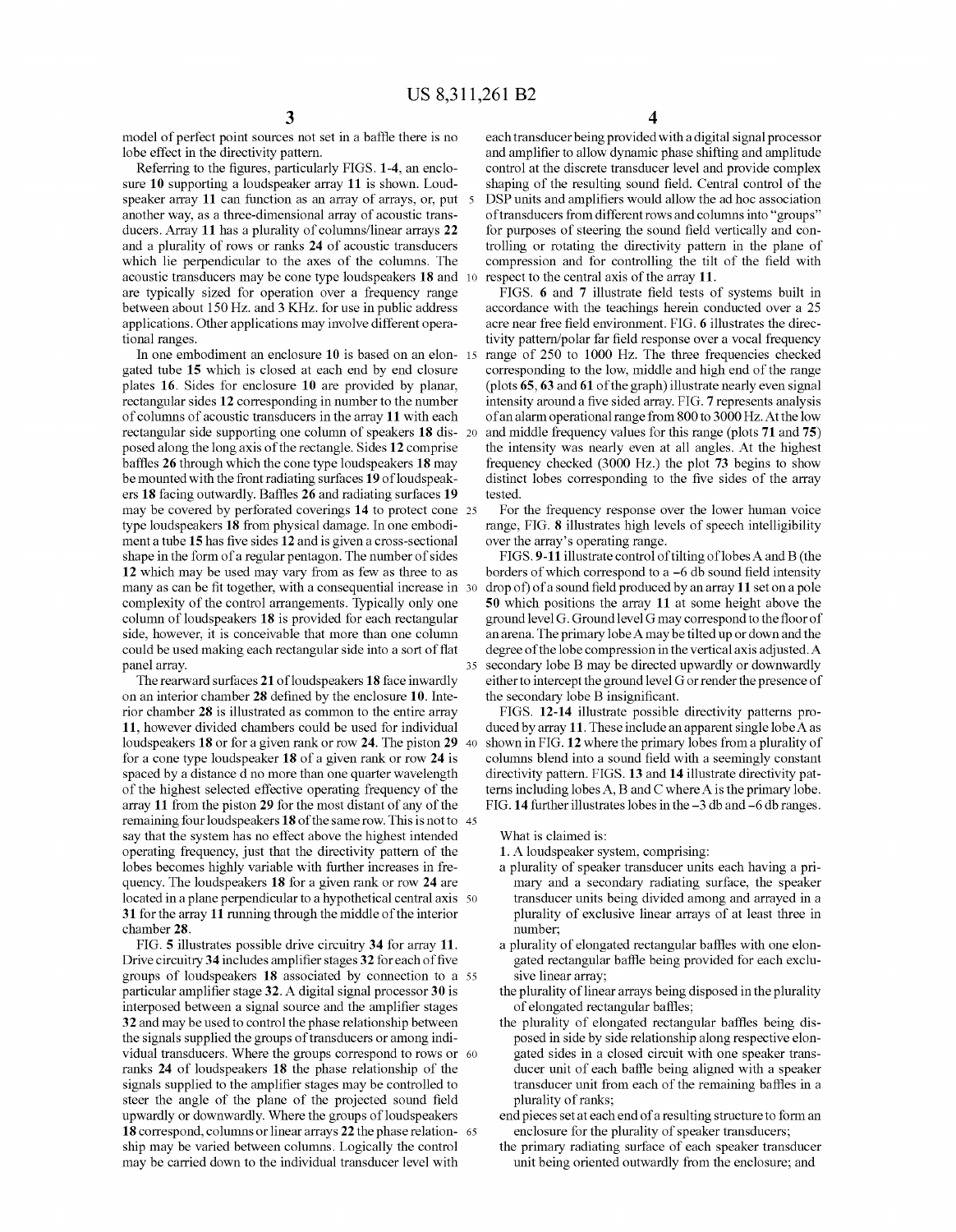model of perfect point sources not set in a baffle there is no lobe effect in the directivity pattern.

Referring to the figures, particularly FIGS. 1-4, an enclosure 10 supporting a loudspeaker array 11 is shown. Loudspeaker array 11 can function as an array of arrays, or, put another way, as a three-dimensional array of acoustic transducers. Array 11 has a plurality of columns/linear arrays 22 and a plurality of rows or ranks 24 of acoustic transducers which lie perpendicular to the axes of the columns. The acoustic transducers may be cone type loudspeakers 18 and are typically sized for operation over a frequency range between about 150 Hz. and 3 KHz. for use in public address applications. Other applications may involve different operational ranges.

In one embodiment an enclosure 10 is based on an elongated tube 15 which is closed at each end by end closure plates 16. Sides for enclosure 10 are provided by planar, rectangular sides 12 corresponding in number to the number of columns of acoustic transducers in the array 11 with each rectangular side supporting one column of speakers 18 disposed along the long axis of the rectangle. Sides 12 comprise baffles 26 through which the cone type loudspeakers 18 may be mounted with the front radiating surfaces 19 of loudspeakers 18 facing outwardly. Baffles 26 and radiating surfaces 19 may be covered by perforated coverings 14 to protect cone type loudspeakers 18 from physical damage. In one embodiment a tube 15 has five sides 12 and is given a cross-sectional shape in the form of a regular pentagon. The number of sides 12 which may be used may vary from as few as three to as many as can be fit together, with a consequential increase in complexity of the control arrangements. Typically only one column of loudspeakers 18 is provided for each rectangular side, however, it is conceivable that more than one column could be used making each rectangular side into a sort of flat panel array.

The rearward surfaces 21 of loudspeakers 18 face inwardly on an interior chamber 28 defined by the enclosure 10. Interior chamber 28 is illustrated as common to the entire array 11, however divided chambers could be used for individual loudspeakers 18 or for a given rank or row 24. The piston 29 for a cone type loudspeaker 18 of a given rank or row 24 is spaced by a distance d no more than one quarter wavelength of the highest selected effective operating frequency of the array 11 from the piston 29 for the most distant of any of the remaining four loudspeakers 18 of the same row. This is not to say that the system has no effect above the highest intended operating frequency, just that the directivity pattern of the lobes becomes highly variable with further increases in frequency. The loudspeakers 18 for a given rank or row 24 are located in a plane perpendicular to a hypothetical central axis 31 for the array 11 running through the middle of the interior chamber 28.

FIG. 5 illustrates possible drive circuitry 34 for array 11. Drive circuitry 34 includes amplifier stages 32 for each of five groups of loudspeakers 18 associated by connection to a particular amplifier stage 32. A digital signal processor 30 is interposed between a signal source and the amplifier stages 32 and may be used to control the phase relationship between the signals supplied the groups of transducers or among individual transducers. Where the groups correspond to rows or ranks 24 of loudspeakers 18 the phase relationship of the signals supplied to the amplifier stages may be controlled to steer the angle of the plane of the projected sound field upwardly or downwardly. Where the groups of loudspeakers 18 correspond, columns or linear arrays 22 the phase relationship may be varied between columns. Logically the control may be carried down to the individual transducer level with each transducer being provided with a digital signal processor and amplifier to allow dynamic phase shifting and amplitude control at the discrete transducer level and provide complex shaping of the resulting sound field. Central control of the DSP units and amplifiers would allow the ad hoc association of transducers from different rows and columns into "groups" for purposes of steering the sound field vertically and controlling or rotating the directivity pattern in the plane of compression and for controlling the tilt of the field with respect to the central axis of the array 11.

FIGS. 6 and 7 illustrate field tests of systems built in accordance with the teachings herein conducted over a 25 acre near free field environment. FIG. 6 illustrates the directivity pattern/polar far field response over a vocal frequency range of 250 to 1000 Hz. The three frequencies checked corresponding to the low, middle and high end of the range (plots 65, 63 and 61 of the graph) illustrate nearly even signal intensity around a five sided array. FIG. 7 represents analysis of an alarm operational range from 800 to 3000 Hz. At the low and middle frequency values for this range (plots 71 and 75) the intensity was nearly even at all angles. At the highest frequency checked (3000 Hz.) the plot 73 begins to show distinct lobes corresponding to the five sides of the array tested.

For the frequency response over the lower human voice range, FIG. 8 illustrates high levels of speech intelligibility over the array's operating range.

FIGS. 9-11 illustrate control of tilting of lobes A and B (the borders of which correspond to a −6 db sound field intensity drop of) of a sound field produced by an array 11 set on a pole 50 which positions the array 11 at some height above the ground level G. Ground level G may correspond to the floor of an arena. The primary lobe A may be tilted up or down and the degree of the lobe compression in the vertical axis adjusted. A secondary lobe B may be directed upwardly or downwardly either to intercept the ground level G or render the presence of the secondary lobe B insignificant.

FIGS. 12-14 illustrate possible directivity patterns produced by array 11. These include an apparent single lobe A as shown in FIG. 12 where the primary lobes from a plurality of columns blend into a sound field with a seemingly constant directivity pattern. FIGS. 13 and 14 illustrate directivity patterns including lobes A, B and C where A is the primary lobe. FIG. 14 further illustrates lobes in the −3 db and −6 db ranges.

What is claimed is:

1. A loudspeaker system, comprising:
   - a plurality of speaker transducer units each having a primary and a secondary radiating surface, the speaker transducer units being divided among and arrayed in a plurality of exclusive linear arrays of at least three in number;
   - a plurality of elongated rectangular baffles with one elongated rectangular baffle being provided for each exclusive linear array;
   - the plurality of linear arrays being disposed in the plurality of elongated rectangular baffles;
   - the plurality of elongated rectangular baffles being disposed in side by side relationship along respective elongated sides in a closed circuit with one speaker transducer unit of each baffle being aligned with a speaker transducer unit from each of the remaining baffles in a plurality of ranks;
   - end pieces set at each end of a resulting structure to form an enclosure for the plurality of speaker transducers;
   - the primary radiating surface of each speaker transducer unit being oriented outwardly from the enclosure; and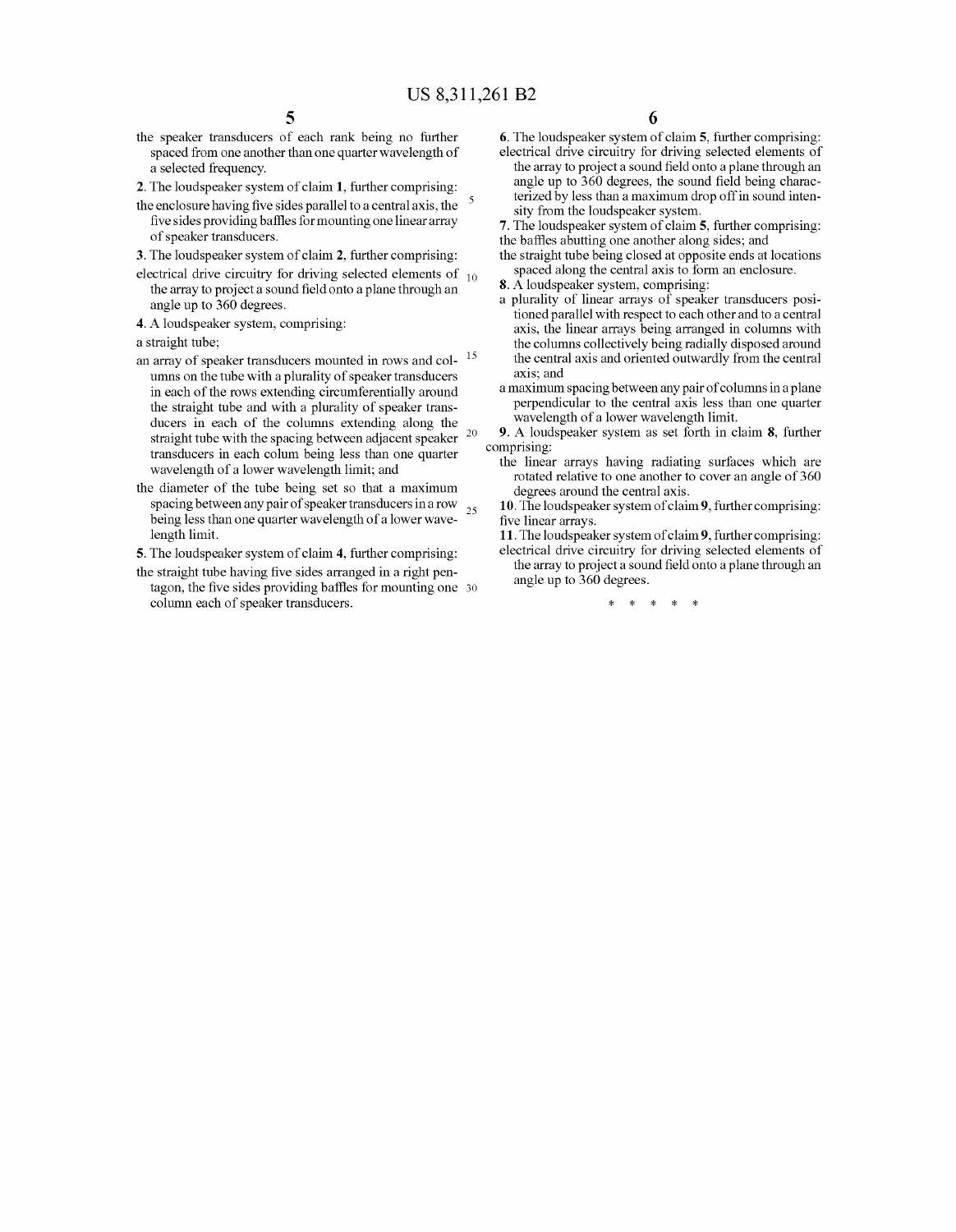the speaker transducers of each rank being no further spaced from one another than one quarter wavelength of a selected frequency.

2. The loudspeaker system of claim 1, further comprising:

the enclosure having five sides parallel to a central axis, the five sides providing baffles for mounting one linear array of speaker transducers.

3. The loudspeaker system of claim 2, further comprising:

electrical drive circuitry for driving selected elements of the array to project a sound field onto a plane through an angle up to 360 degrees.

4. A loudspeaker system, comprising:

a straight tube;

an array of speaker transducers mounted in rows and columns on the tube with a plurality of speaker transducers in each of the rows extending circumferentially around the straight tube and with a plurality of speaker transducers in each of the columns extending along the straight tube with the spacing between adjacent speaker transducers in each colum being less than one quarter wavelength of a lower wavelength limit; and

the diameter of the tube being set so that a maximum spacing between any pair of speaker transducers in a row being less than one quarter wavelength of a lower wavelength limit.

5. The loudspeaker system of claim 4, further comprising:

the straight tube having five sides arranged in a right pentagon, the five sides providing baffles for mounting one column each of speaker transducers.

6. The loudspeaker system of claim 5, further comprising:

electrical drive circuitry for driving selected elements of the array to project a sound field onto a plane through an angle up to 360 degrees, the sound field being characterized by less than a maximum drop off in sound intensity from the loudspeaker system.

7. The loudspeaker system of claim 5, further comprising:

the baffles abutting one another along sides; and

the straight tube being closed at opposite ends at locations spaced along the central axis to form an enclosure.

8. A loudspeaker system, comprising:

a plurality of linear arrays of speaker transducers positioned parallel with respect to each other and to a central axis, the linear arrays being arranged in columns with the columns collectively being radially disposed around the central axis and oriented outwardly from the central axis; and

a maximum spacing between any pair of columns in a plane perpendicular to the central axis less than one quarter wavelength of a lower wavelength limit.

9. A loudspeaker system as set forth in claim 8, further comprising:

the linear arrays having radiating surfaces which are rotated relative to one another to cover an angle of 360 degrees around the central axis.

10. The loudspeaker system of claim 9, further comprising: five linear arrays.

11. The loudspeaker system of claim 9, further comprising:

electrical drive circuitry for driving selected elements of the array to project a sound field onto a plane through an angle up to 360 degrees.

* * * * *